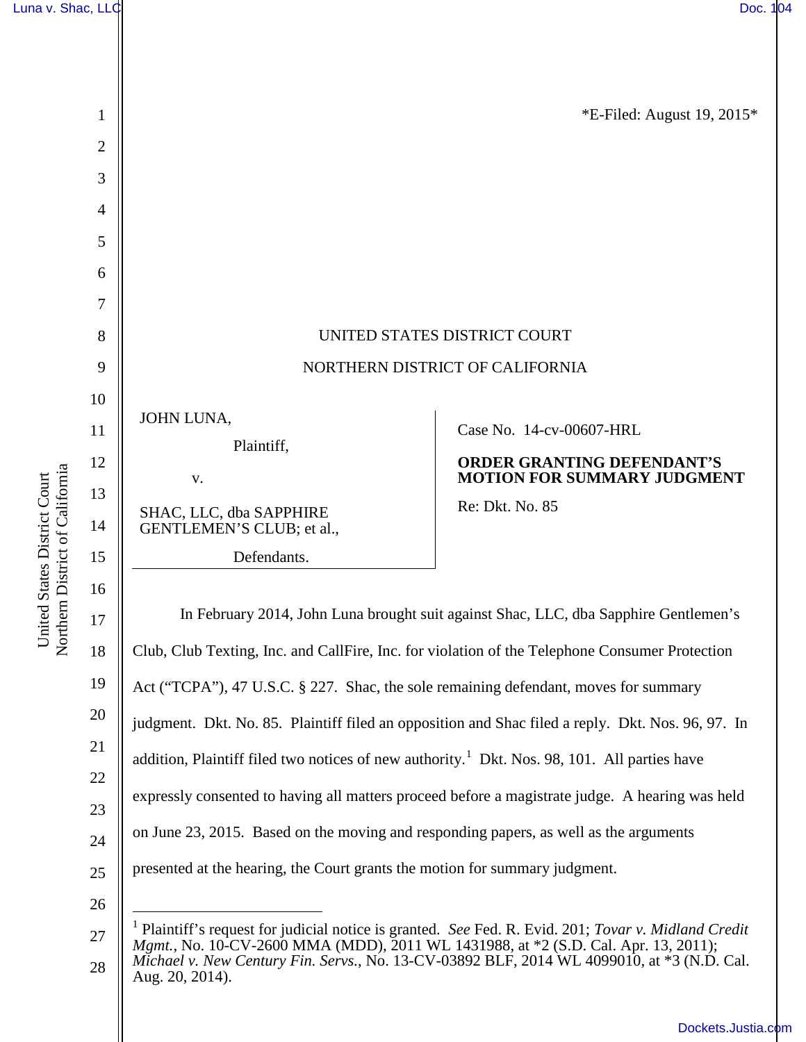\*E-Filed: August 19, 2015\*

UNITED STATES DISTRICT COURT

NORTHERN DISTRICT OF CALIFORNIA

| | |
|---|---|
| JOHN LUNA,<br>Plaintiff,<br>v.<br>SHAC, LLC, dba SAPPHIRE GENTLEMEN'S CLUB; et al.,<br>Defendants. | Case No. 14-cv-00607-HRL<br>**ORDER GRANTING DEFENDANT'S MOTION FOR SUMMARY JUDGMENT**<br>Re: Dkt. No. 85 |

In February 2014, John Luna brought suit against Shac, LLC, dba Sapphire Gentlemen's Club, Club Texting, Inc. and CallFire, Inc. for violation of the Telephone Consumer Protection Act ("TCPA"), 47 U.S.C. § 227. Shac, the sole remaining defendant, moves for summary judgment. Dkt. No. 85. Plaintiff filed an opposition and Shac filed a reply. Dkt. Nos. 96, 97. In addition, Plaintiff filed two notices of new authority.[1] Dkt. Nos. 98, 101. All parties have expressly consented to having all matters proceed before a magistrate judge. A hearing was held on June 23, 2015. Based on the moving and responding papers, as well as the arguments presented at the hearing, the Court grants the motion for summary judgment.

[1] Plaintiff's request for judicial notice is granted. *See* Fed. R. Evid. 201; *Tovar v. Midland Credit Mgmt.*, No. 10-CV-2600 MMA (MDD), 2011 WL 1431988, at *2 (S.D. Cal. Apr. 13, 2011); *Michael v. New Century Fin. Servs.*, No. 13-CV-03892 BLF, 2014 WL 4099010, at *3 (N.D. Cal. Aug. 20, 2014).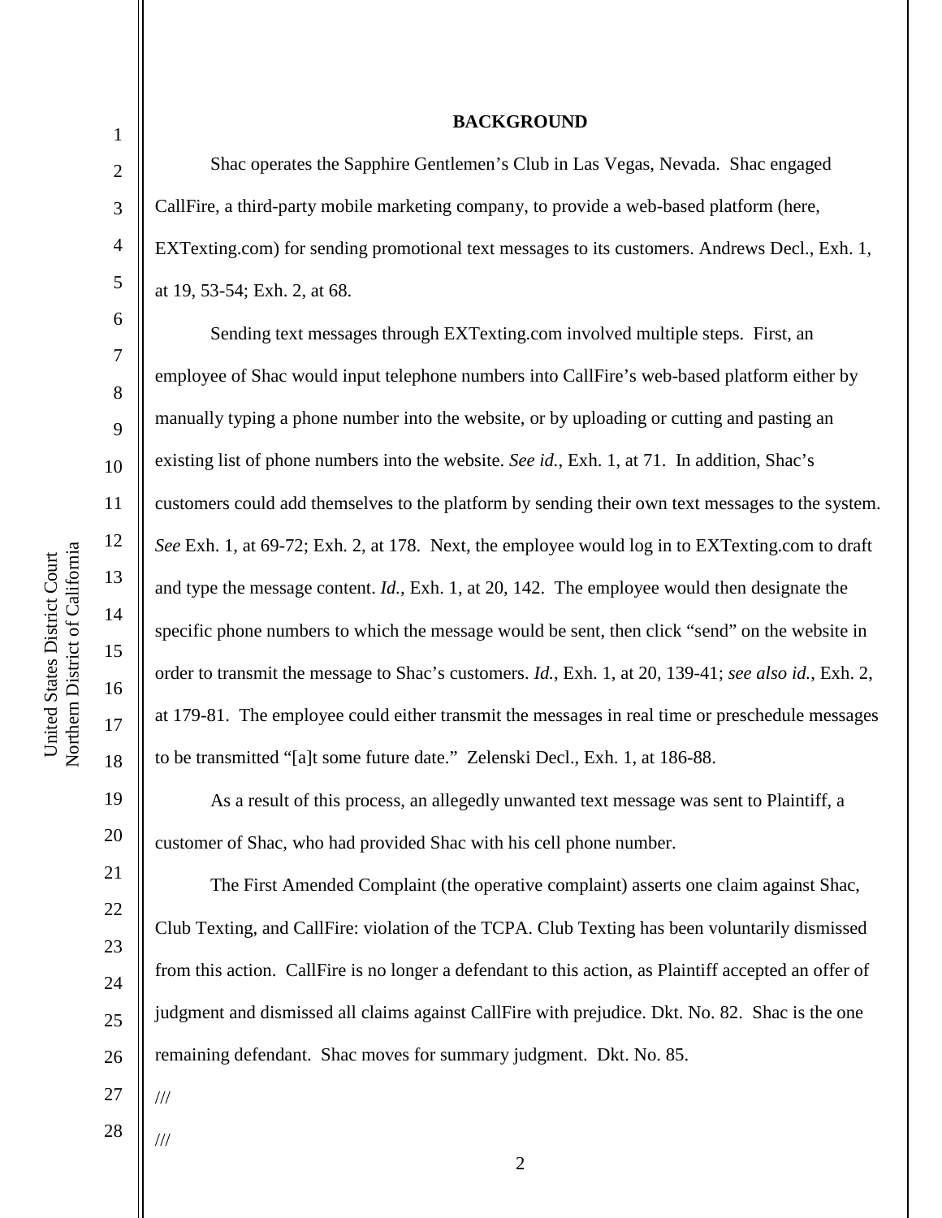## BACKGROUND

Shac operates the Sapphire Gentlemen's Club in Las Vegas, Nevada. Shac engaged CallFire, a third-party mobile marketing company, to provide a web-based platform (here, EXTexting.com) for sending promotional text messages to its customers. Andrews Decl., Exh. 1, at 19, 53-54; Exh. 2, at 68.

Sending text messages through EXTexting.com involved multiple steps. First, an employee of Shac would input telephone numbers into CallFire's web-based platform either by manually typing a phone number into the website, or by uploading or cutting and pasting an existing list of phone numbers into the website. *See id.*, Exh. 1, at 71. In addition, Shac's customers could add themselves to the platform by sending their own text messages to the system. *See* Exh. 1, at 69-72; Exh. 2, at 178. Next, the employee would log in to EXTexting.com to draft and type the message content. *Id.*, Exh. 1, at 20, 142. The employee would then designate the specific phone numbers to which the message would be sent, then click "send" on the website in order to transmit the message to Shac's customers. *Id.*, Exh. 1, at 20, 139-41; *see also id.*, Exh. 2, at 179-81. The employee could either transmit the messages in real time or preschedule messages to be transmitted "[a]t some future date." Zelenski Decl., Exh. 1, at 186-88.

As a result of this process, an allegedly unwanted text message was sent to Plaintiff, a customer of Shac, who had provided Shac with his cell phone number.

The First Amended Complaint (the operative complaint) asserts one claim against Shac, Club Texting, and CallFire: violation of the TCPA. Club Texting has been voluntarily dismissed from this action. CallFire is no longer a defendant to this action, as Plaintiff accepted an offer of judgment and dismissed all claims against CallFire with prejudice. Dkt. No. 82. Shac is the one remaining defendant. Shac moves for summary judgment. Dkt. No. 85.

///

///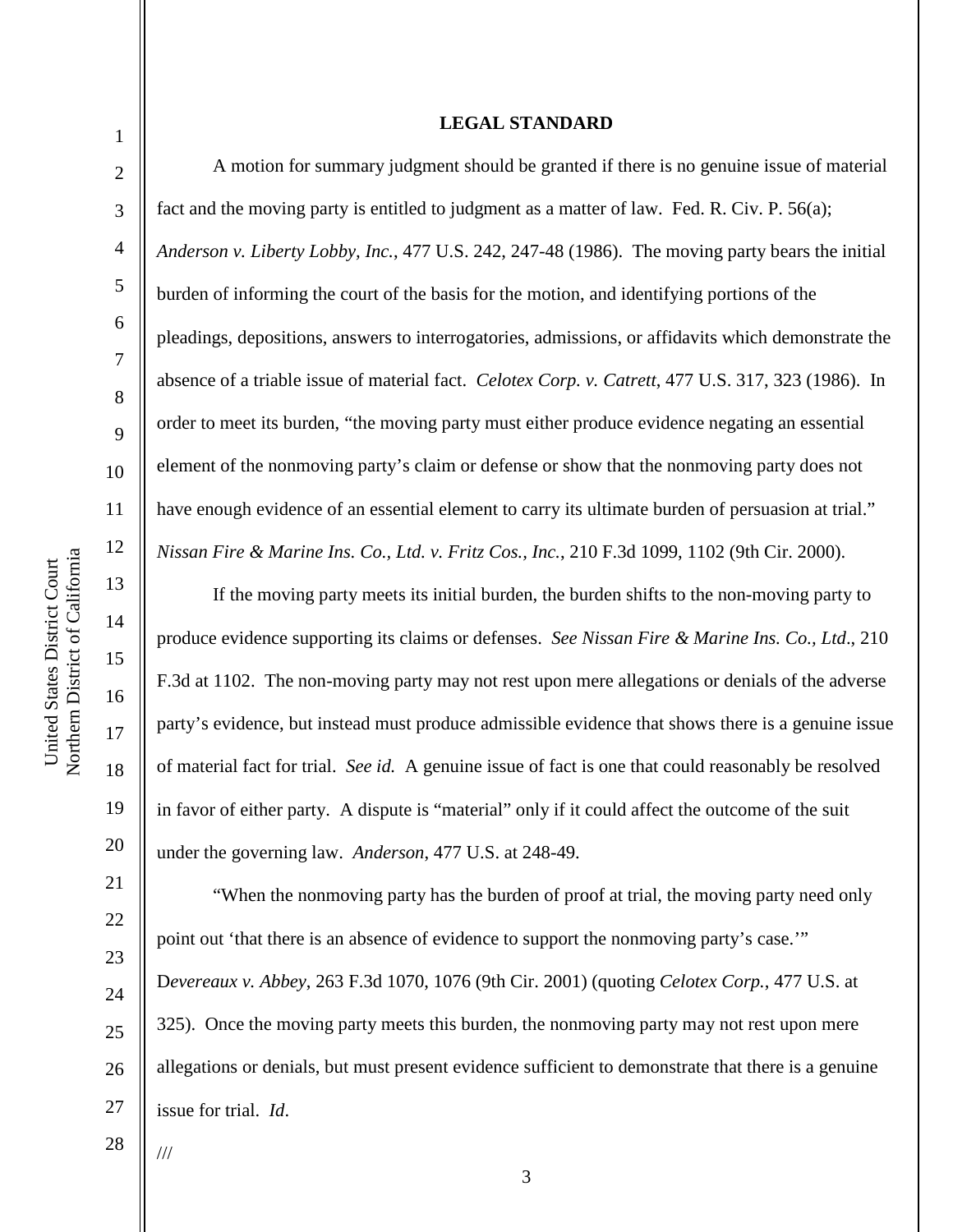## LEGAL STANDARD

A motion for summary judgment should be granted if there is no genuine issue of material fact and the moving party is entitled to judgment as a matter of law. Fed. R. Civ. P. 56(a); *Anderson v. Liberty Lobby, Inc.*, 477 U.S. 242, 247-48 (1986). The moving party bears the initial burden of informing the court of the basis for the motion, and identifying portions of the pleadings, depositions, answers to interrogatories, admissions, or affidavits which demonstrate the absence of a triable issue of material fact. *Celotex Corp. v. Catrett*, 477 U.S. 317, 323 (1986). In order to meet its burden, "the moving party must either produce evidence negating an essential element of the nonmoving party's claim or defense or show that the nonmoving party does not have enough evidence of an essential element to carry its ultimate burden of persuasion at trial." *Nissan Fire & Marine Ins. Co., Ltd. v. Fritz Cos., Inc.*, 210 F.3d 1099, 1102 (9th Cir. 2000).

If the moving party meets its initial burden, the burden shifts to the non-moving party to produce evidence supporting its claims or defenses. *See Nissan Fire & Marine Ins. Co., Ltd*., 210 F.3d at 1102. The non-moving party may not rest upon mere allegations or denials of the adverse party's evidence, but instead must produce admissible evidence that shows there is a genuine issue of material fact for trial. *See id.* A genuine issue of fact is one that could reasonably be resolved in favor of either party. A dispute is "material" only if it could affect the outcome of the suit under the governing law. *Anderson*, 477 U.S. at 248-49.

"When the nonmoving party has the burden of proof at trial, the moving party need only point out 'that there is an absence of evidence to support the nonmoving party's case.'" D*evereaux v. Abbey*, 263 F.3d 1070, 1076 (9th Cir. 2001) (quoting *Celotex Corp.*, 477 U.S. at 325). Once the moving party meets this burden, the nonmoving party may not rest upon mere allegations or denials, but must present evidence sufficient to demonstrate that there is a genuine issue for trial. *Id*.

///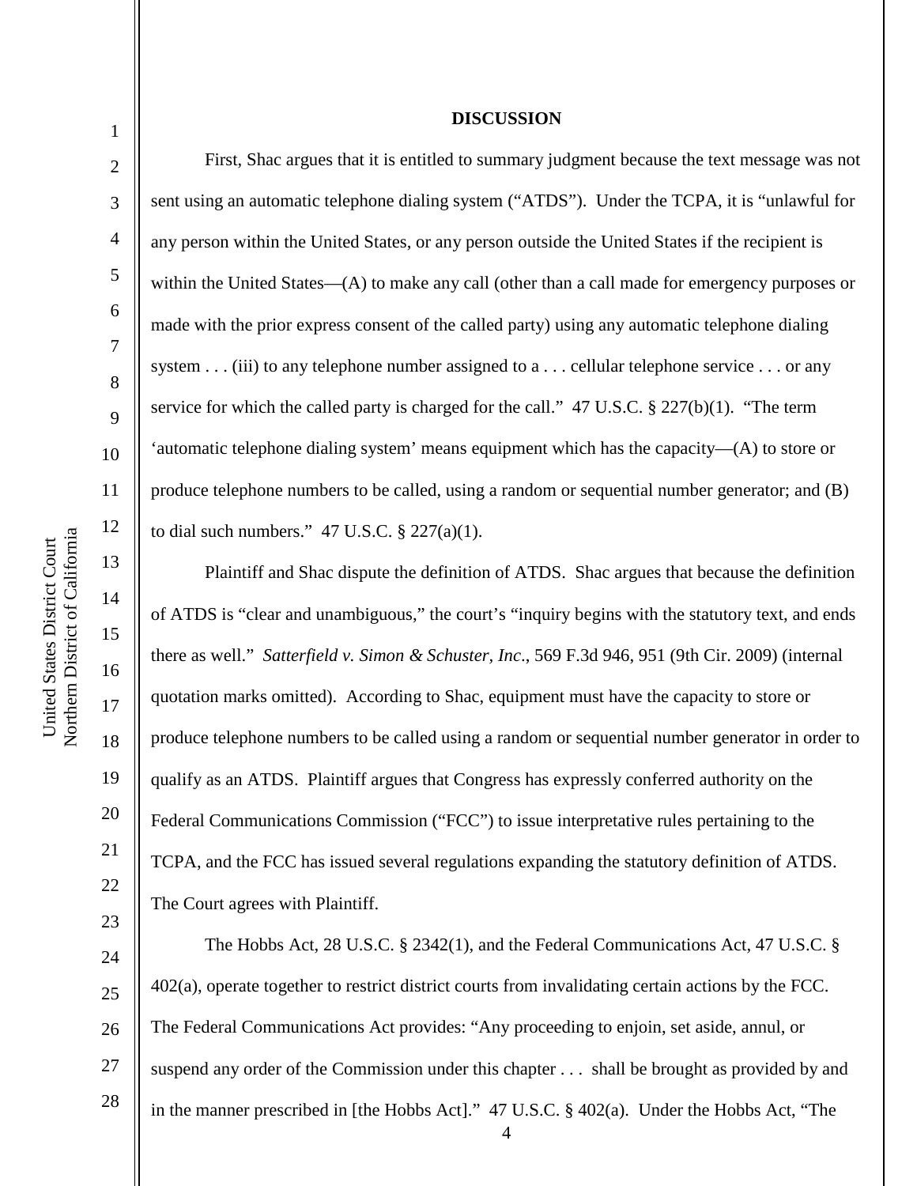## DISCUSSION

First, Shac argues that it is entitled to summary judgment because the text message was not sent using an automatic telephone dialing system ("ATDS"). Under the TCPA, it is "unlawful for any person within the United States, or any person outside the United States if the recipient is within the United States—(A) to make any call (other than a call made for emergency purposes or made with the prior express consent of the called party) using any automatic telephone dialing system . . . (iii) to any telephone number assigned to a . . . cellular telephone service . . . or any service for which the called party is charged for the call." 47 U.S.C. § 227(b)(1). "The term 'automatic telephone dialing system' means equipment which has the capacity—(A) to store or produce telephone numbers to be called, using a random or sequential number generator; and (B) to dial such numbers." 47 U.S.C. § 227(a)(1).

Plaintiff and Shac dispute the definition of ATDS. Shac argues that because the definition of ATDS is "clear and unambiguous," the court's "inquiry begins with the statutory text, and ends there as well." *Satterfield v. Simon & Schuster, Inc*., 569 F.3d 946, 951 (9th Cir. 2009) (internal quotation marks omitted). According to Shac, equipment must have the capacity to store or produce telephone numbers to be called using a random or sequential number generator in order to qualify as an ATDS. Plaintiff argues that Congress has expressly conferred authority on the Federal Communications Commission ("FCC") to issue interpretative rules pertaining to the TCPA, and the FCC has issued several regulations expanding the statutory definition of ATDS. The Court agrees with Plaintiff.

The Hobbs Act, 28 U.S.C. § 2342(1), and the Federal Communications Act, 47 U.S.C. § 402(a), operate together to restrict district courts from invalidating certain actions by the FCC. The Federal Communications Act provides: "Any proceeding to enjoin, set aside, annul, or suspend any order of the Commission under this chapter . . . shall be brought as provided by and in the manner prescribed in [the Hobbs Act]." 47 U.S.C. § 402(a). Under the Hobbs Act, "The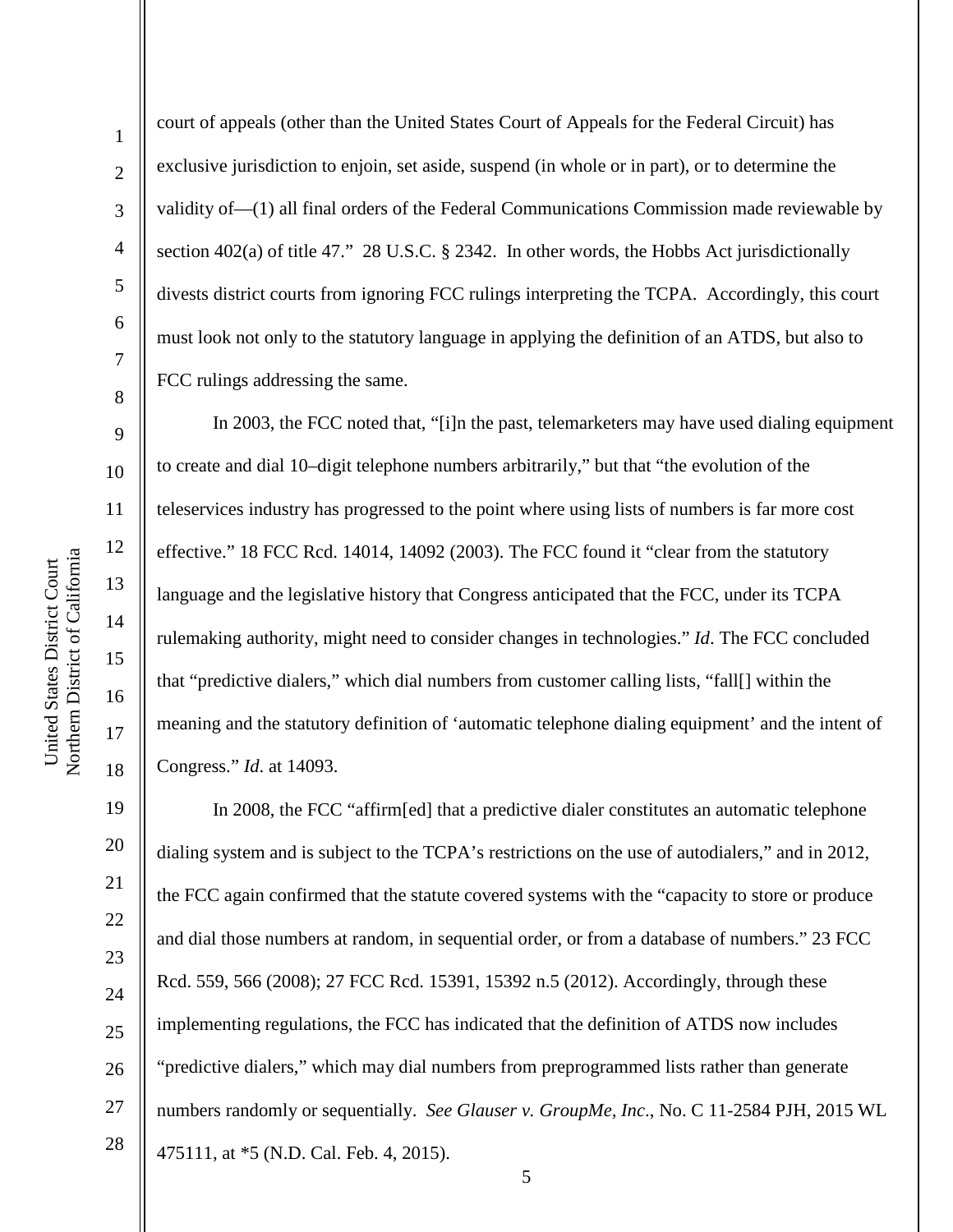court of appeals (other than the United States Court of Appeals for the Federal Circuit) has exclusive jurisdiction to enjoin, set aside, suspend (in whole or in part), or to determine the validity of—(1) all final orders of the Federal Communications Commission made reviewable by section 402(a) of title 47." 28 U.S.C. § 2342. In other words, the Hobbs Act jurisdictionally divests district courts from ignoring FCC rulings interpreting the TCPA. Accordingly, this court must look not only to the statutory language in applying the definition of an ATDS, but also to FCC rulings addressing the same.

In 2003, the FCC noted that, "[i]n the past, telemarketers may have used dialing equipment to create and dial 10–digit telephone numbers arbitrarily," but that "the evolution of the teleservices industry has progressed to the point where using lists of numbers is far more cost effective." 18 FCC Rcd. 14014, 14092 (2003). The FCC found it "clear from the statutory language and the legislative history that Congress anticipated that the FCC, under its TCPA rulemaking authority, might need to consider changes in technologies." *Id*. The FCC concluded that "predictive dialers," which dial numbers from customer calling lists, "fall[] within the meaning and the statutory definition of 'automatic telephone dialing equipment' and the intent of Congress." *Id*. at 14093.

In 2008, the FCC "affirm[ed] that a predictive dialer constitutes an automatic telephone dialing system and is subject to the TCPA's restrictions on the use of autodialers," and in 2012, the FCC again confirmed that the statute covered systems with the "capacity to store or produce and dial those numbers at random, in sequential order, or from a database of numbers." 23 FCC Rcd. 559, 566 (2008); 27 FCC Rcd. 15391, 15392 n.5 (2012). Accordingly, through these implementing regulations, the FCC has indicated that the definition of ATDS now includes "predictive dialers," which may dial numbers from preprogrammed lists rather than generate numbers randomly or sequentially. *See Glauser v. GroupMe, Inc*., No. C 11-2584 PJH, 2015 WL 475111, at *5 (N.D. Cal. Feb. 4, 2015).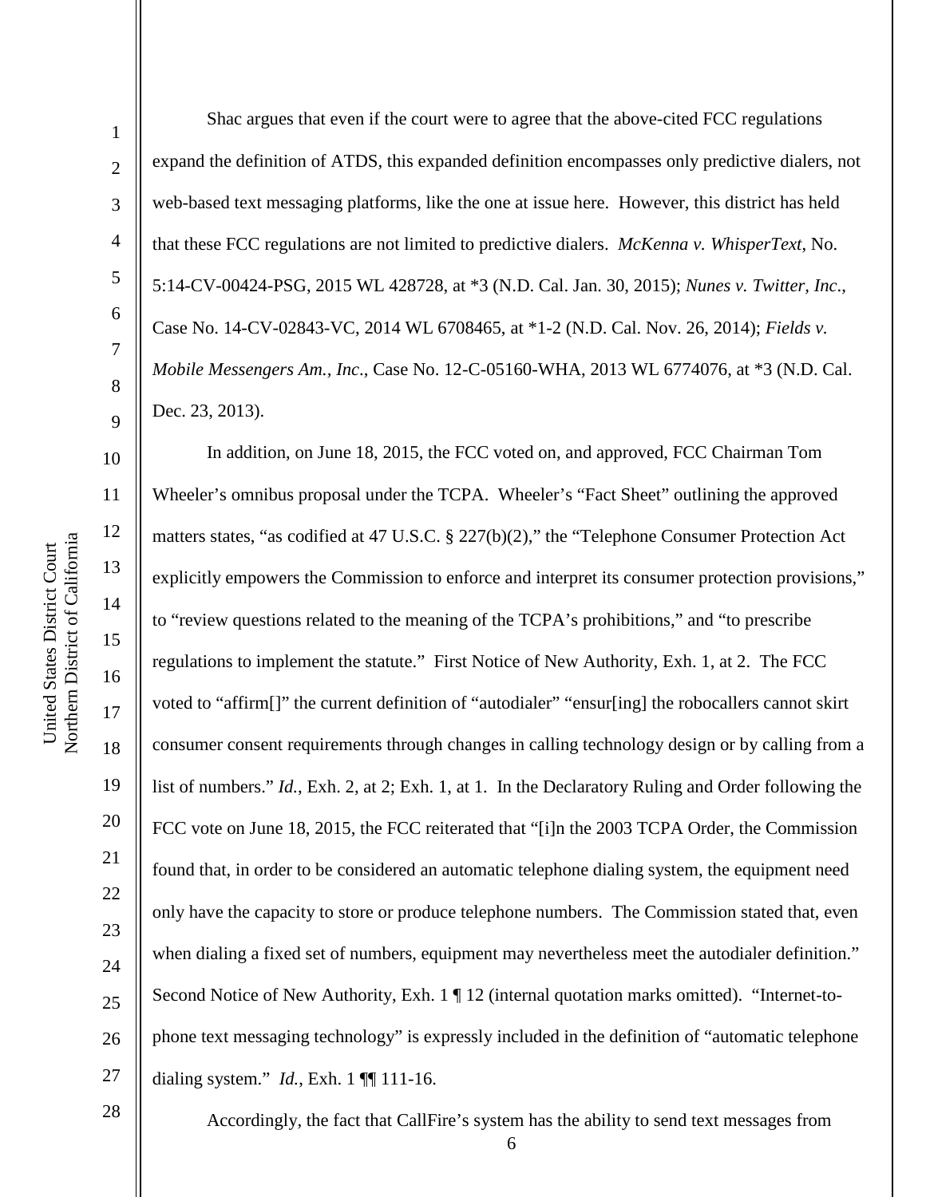Shac argues that even if the court were to agree that the above-cited FCC regulations expand the definition of ATDS, this expanded definition encompasses only predictive dialers, not web-based text messaging platforms, like the one at issue here. However, this district has held that these FCC regulations are not limited to predictive dialers. *McKenna v. WhisperText*, No. 5:14-CV-00424-PSG, 2015 WL 428728, at *3 (N.D. Cal. Jan. 30, 2015); *Nunes v. Twitter, Inc.*, Case No. 14-CV-02843-VC, 2014 WL 6708465, at *1-2 (N.D. Cal. Nov. 26, 2014); *Fields v. Mobile Messengers Am., Inc*., Case No. 12-C-05160-WHA, 2013 WL 6774076, at *3 (N.D. Cal. Dec. 23, 2013).

In addition, on June 18, 2015, the FCC voted on, and approved, FCC Chairman Tom Wheeler's omnibus proposal under the TCPA. Wheeler's "Fact Sheet" outlining the approved matters states, "as codified at 47 U.S.C. § 227(b)(2)," the "Telephone Consumer Protection Act explicitly empowers the Commission to enforce and interpret its consumer protection provisions," to "review questions related to the meaning of the TCPA's prohibitions," and "to prescribe regulations to implement the statute." First Notice of New Authority, Exh. 1, at 2. The FCC voted to "affirm[]" the current definition of "autodialer" "ensur[ing] the robocallers cannot skirt consumer consent requirements through changes in calling technology design or by calling from a list of numbers." *Id.*, Exh. 2, at 2; Exh. 1, at 1. In the Declaratory Ruling and Order following the FCC vote on June 18, 2015, the FCC reiterated that "[i]n the 2003 TCPA Order, the Commission found that, in order to be considered an automatic telephone dialing system, the equipment need only have the capacity to store or produce telephone numbers. The Commission stated that, even when dialing a fixed set of numbers, equipment may nevertheless meet the autodialer definition." Second Notice of New Authority, Exh. 1 ¶ 12 (internal quotation marks omitted). "Internet-to-phone text messaging technology" is expressly included in the definition of "automatic telephone dialing system." *Id.*, Exh. 1 ¶¶ 111-16.

Accordingly, the fact that CallFire's system has the ability to send text messages from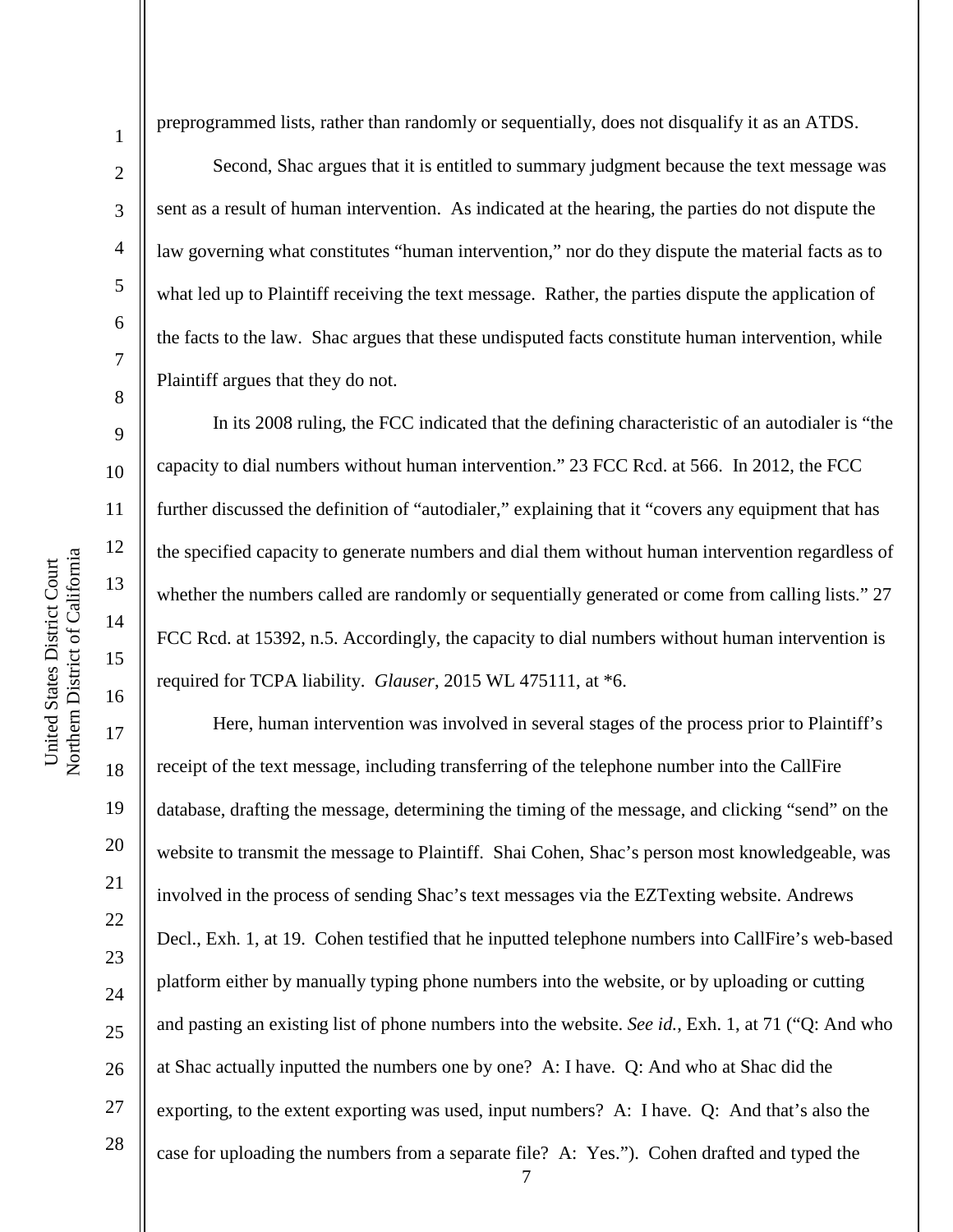preprogrammed lists, rather than randomly or sequentially, does not disqualify it as an ATDS.

Second, Shac argues that it is entitled to summary judgment because the text message was sent as a result of human intervention. As indicated at the hearing, the parties do not dispute the law governing what constitutes "human intervention," nor do they dispute the material facts as to what led up to Plaintiff receiving the text message. Rather, the parties dispute the application of the facts to the law. Shac argues that these undisputed facts constitute human intervention, while Plaintiff argues that they do not.

In its 2008 ruling, the FCC indicated that the defining characteristic of an autodialer is "the capacity to dial numbers without human intervention." 23 FCC Rcd. at 566. In 2012, the FCC further discussed the definition of "autodialer," explaining that it "covers any equipment that has the specified capacity to generate numbers and dial them without human intervention regardless of whether the numbers called are randomly or sequentially generated or come from calling lists." 27 FCC Rcd. at 15392, n.5. Accordingly, the capacity to dial numbers without human intervention is required for TCPA liability. *Glauser*, 2015 WL 475111, at *6.

Here, human intervention was involved in several stages of the process prior to Plaintiff's receipt of the text message, including transferring of the telephone number into the CallFire database, drafting the message, determining the timing of the message, and clicking "send" on the website to transmit the message to Plaintiff. Shai Cohen, Shac's person most knowledgeable, was involved in the process of sending Shac's text messages via the EZTexting website. Andrews Decl., Exh. 1, at 19. Cohen testified that he inputted telephone numbers into CallFire's web-based platform either by manually typing phone numbers into the website, or by uploading or cutting and pasting an existing list of phone numbers into the website. *See id.*, Exh. 1, at 71 ("Q: And who at Shac actually inputted the numbers one by one? A: I have. Q: And who at Shac did the exporting, to the extent exporting was used, input numbers? A: I have. Q: And that's also the case for uploading the numbers from a separate file? A: Yes."). Cohen drafted and typed the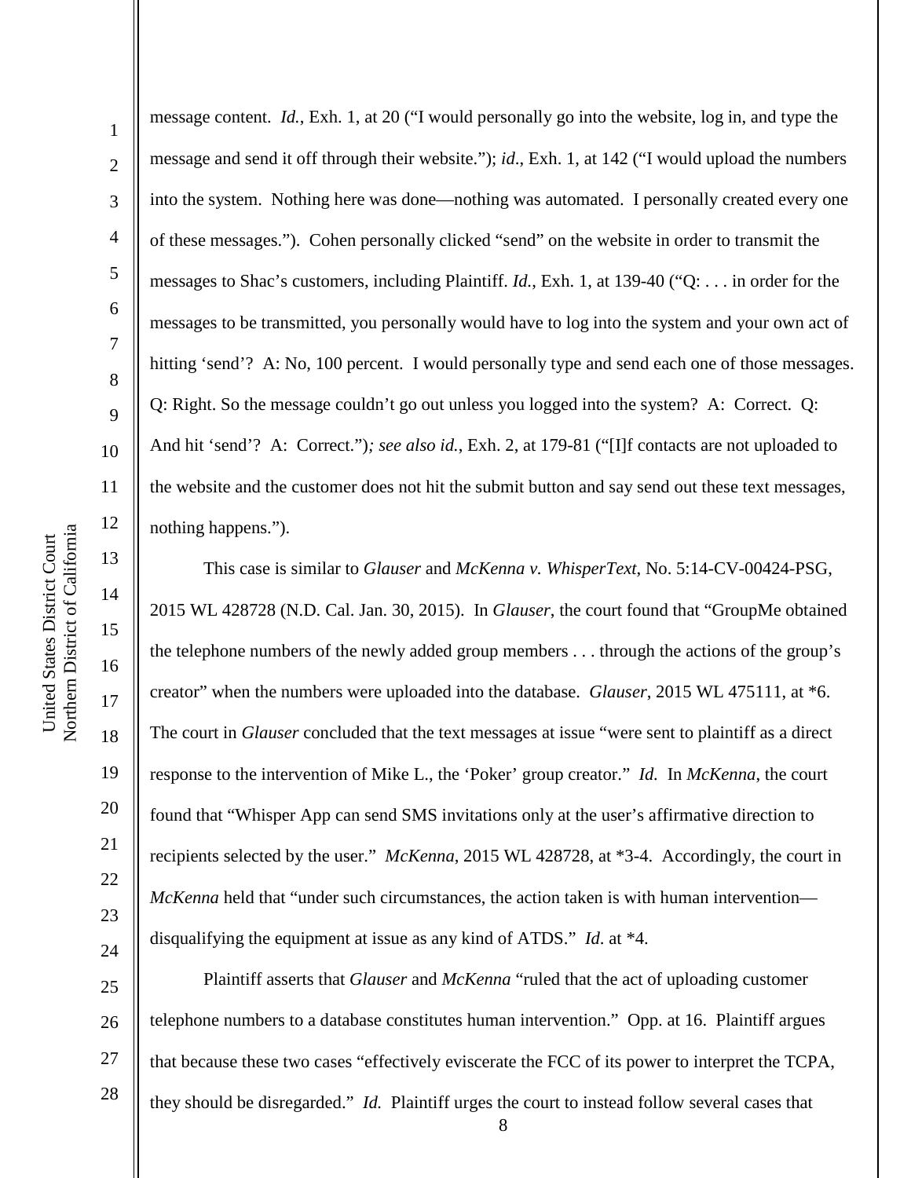message content. *Id.*, Exh. 1, at 20 ("I would personally go into the website, log in, and type the message and send it off through their website."); *id*., Exh. 1, at 142 ("I would upload the numbers into the system. Nothing here was done—nothing was automated. I personally created every one of these messages."). Cohen personally clicked "send" on the website in order to transmit the messages to Shac's customers, including Plaintiff. *Id.*, Exh. 1, at 139-40 ("Q: . . . in order for the messages to be transmitted, you personally would have to log into the system and your own act of hitting 'send'? A: No, 100 percent. I would personally type and send each one of those messages. Q: Right. So the message couldn't go out unless you logged into the system? A: Correct. Q: And hit 'send'? A: Correct."); *see also id.*, Exh. 2, at 179-81 ("[I]f contacts are not uploaded to the website and the customer does not hit the submit button and say send out these text messages, nothing happens.").

This case is similar to *Glauser* and *McKenna v. WhisperText*, No. 5:14-CV-00424-PSG, 2015 WL 428728 (N.D. Cal. Jan. 30, 2015). In *Glauser*, the court found that "GroupMe obtained the telephone numbers of the newly added group members . . . through the actions of the group's creator" when the numbers were uploaded into the database. *Glauser*, 2015 WL 475111, at *6. The court in *Glauser* concluded that the text messages at issue "were sent to plaintiff as a direct response to the intervention of Mike L., the 'Poker' group creator." *Id.* In *McKenna*, the court found that "Whisper App can send SMS invitations only at the user's affirmative direction to recipients selected by the user." *McKenna*, 2015 WL 428728, at *3-4. Accordingly, the court in *McKenna* held that "under such circumstances, the action taken is with human intervention—disqualifying the equipment at issue as any kind of ATDS." *Id*. at *4.

Plaintiff asserts that *Glauser* and *McKenna* "ruled that the act of uploading customer telephone numbers to a database constitutes human intervention." Opp. at 16. Plaintiff argues that because these two cases "effectively eviscerate the FCC of its power to interpret the TCPA, they should be disregarded." *Id.* Plaintiff urges the court to instead follow several cases that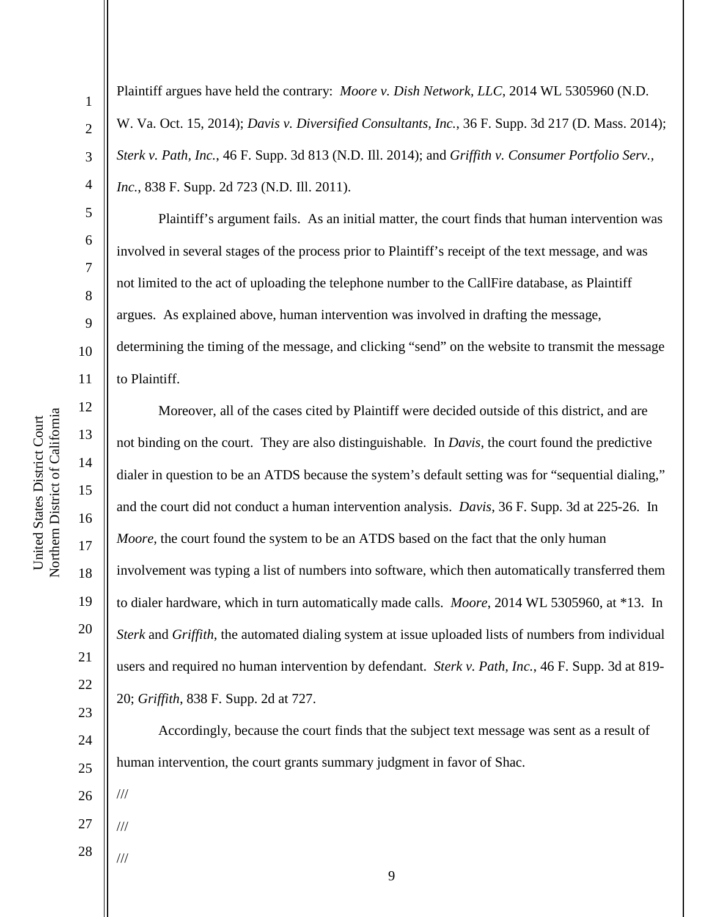Plaintiff argues have held the contrary: *Moore v. Dish Network, LLC*, 2014 WL 5305960 (N.D. W. Va. Oct. 15, 2014); *Davis v. Diversified Consultants, Inc.*, 36 F. Supp. 3d 217 (D. Mass. 2014); *Sterk v. Path, Inc.*, 46 F. Supp. 3d 813 (N.D. Ill. 2014); and *Griffith v. Consumer Portfolio Serv., Inc.*, 838 F. Supp. 2d 723 (N.D. Ill. 2011).

Plaintiff's argument fails. As an initial matter, the court finds that human intervention was involved in several stages of the process prior to Plaintiff's receipt of the text message, and was not limited to the act of uploading the telephone number to the CallFire database, as Plaintiff argues. As explained above, human intervention was involved in drafting the message, determining the timing of the message, and clicking "send" on the website to transmit the message to Plaintiff.

Moreover, all of the cases cited by Plaintiff were decided outside of this district, and are not binding on the court. They are also distinguishable. In *Davis*, the court found the predictive dialer in question to be an ATDS because the system's default setting was for "sequential dialing," and the court did not conduct a human intervention analysis. *Davis*, 36 F. Supp. 3d at 225-26. In *Moore*, the court found the system to be an ATDS based on the fact that the only human involvement was typing a list of numbers into software, which then automatically transferred them to dialer hardware, which in turn automatically made calls. *Moore*, 2014 WL 5305960, at *13. In *Sterk* and *Griffith*, the automated dialing system at issue uploaded lists of numbers from individual users and required no human intervention by defendant. *Sterk v. Path, Inc.*, 46 F. Supp. 3d at 819-20; *Griffith*, 838 F. Supp. 2d at 727.

Accordingly, because the court finds that the subject text message was sent as a result of human intervention, the court grants summary judgment in favor of Shac.

///

///

///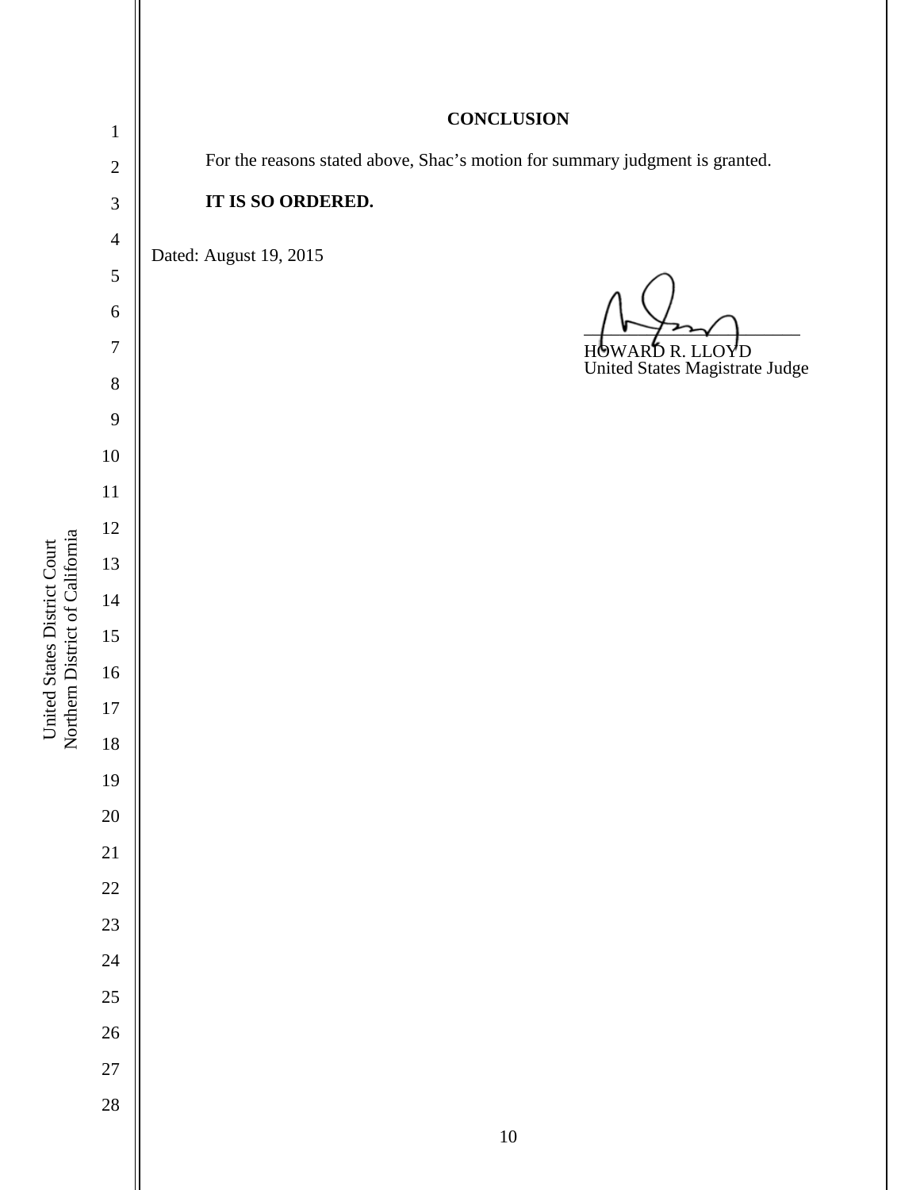## CONCLUSION

For the reasons stated above, Shac's motion for summary judgment is granted.

**IT IS SO ORDERED.**

Dated: August 19, 2015

HOWARD R. LLOYD
United States Magistrate Judge